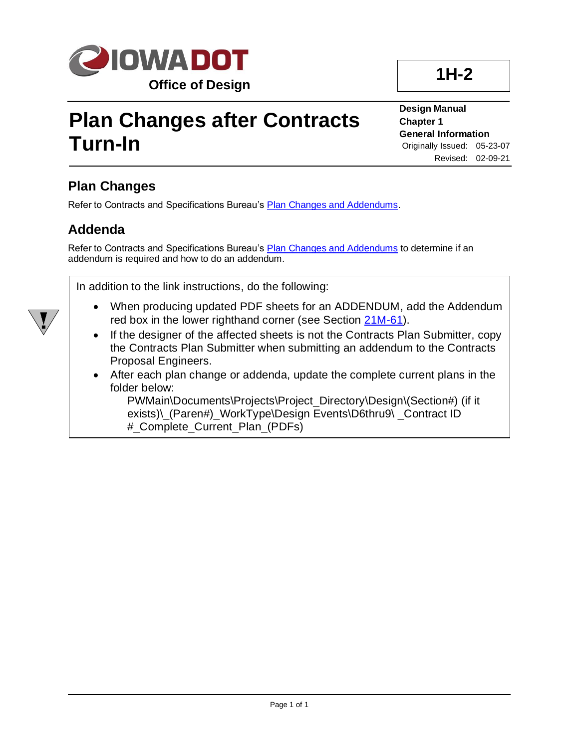Office of Design

**1H-2**

# Plan Changes after Contracts Turn-In

**Design Manual**
**Chapter 1**
**General Information**
Originally Issued: 05-23-07
Revised: 02-09-21

## Plan Changes

Refer to Contracts and Specifications Bureau's Plan Changes and Addendums.

## Addenda

Refer to Contracts and Specifications Bureau's Plan Changes and Addendums to determine if an addendum is required and how to do an addendum.

In addition to the link instructions, do the following:

- When producing updated PDF sheets for an ADDENDUM, add the Addendum red box in the lower righthand corner (see Section 21M-61).
- If the designer of the affected sheets is not the Contracts Plan Submitter, copy the Contracts Plan Submitter when submitting an addendum to the Contracts Proposal Engineers.
- After each plan change or addenda, update the complete current plans in the folder below:
  PWMain\Documents\Projects\Project_Directory\Design\(Section#) (if it exists)\_(Paren#)_WorkType\Design Events\D6thru9\ _Contract ID #_Complete_Current_Plan_(PDFs)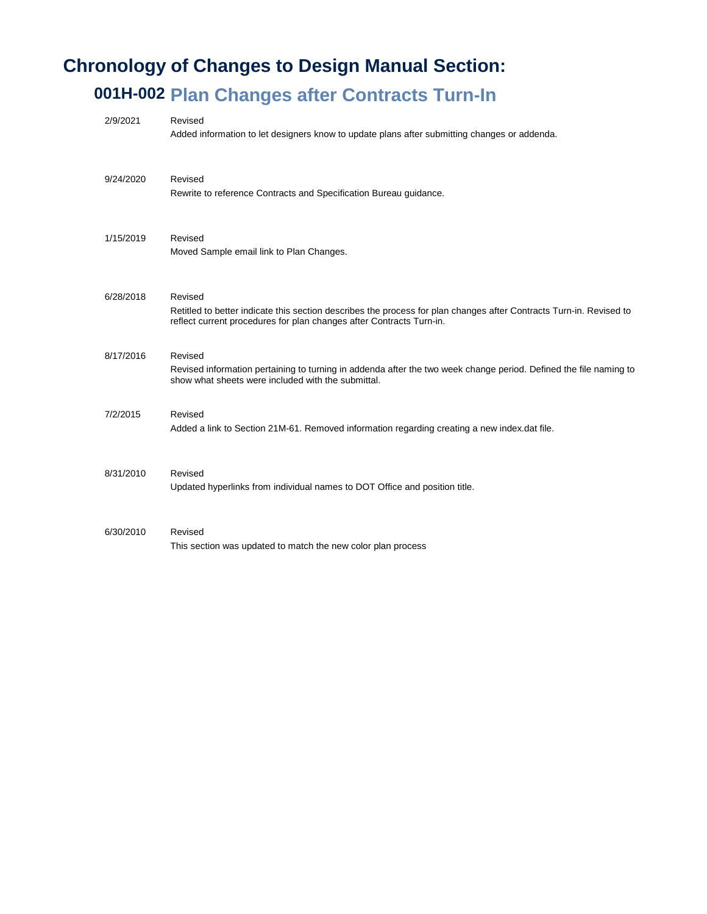# Chronology of Changes to Design Manual Section:

## 001H-002 Plan Changes after Contracts Turn-In

| | |
|---|---|
| 2/9/2021 | Revised<br>Added information to let designers know to update plans after submitting changes or addenda. |
| 9/24/2020 | Revised<br>Rewrite to reference Contracts and Specification Bureau guidance. |
| 1/15/2019 | Revised<br>Moved Sample email link to Plan Changes. |
| 6/28/2018 | Revised<br>Retitled to better indicate this section describes the process for plan changes after Contracts Turn-in. Revised to reflect current procedures for plan changes after Contracts Turn-in. |
| 8/17/2016 | Revised<br>Revised information pertaining to turning in addenda after the two week change period. Defined the file naming to show what sheets were included with the submittal. |
| 7/2/2015 | Revised<br>Added a link to Section 21M-61. Removed information regarding creating a new index.dat file. |
| 8/31/2010 | Revised<br>Updated hyperlinks from individual names to DOT Office and position title. |
| 6/30/2010 | Revised<br>This section was updated to match the new color plan process |